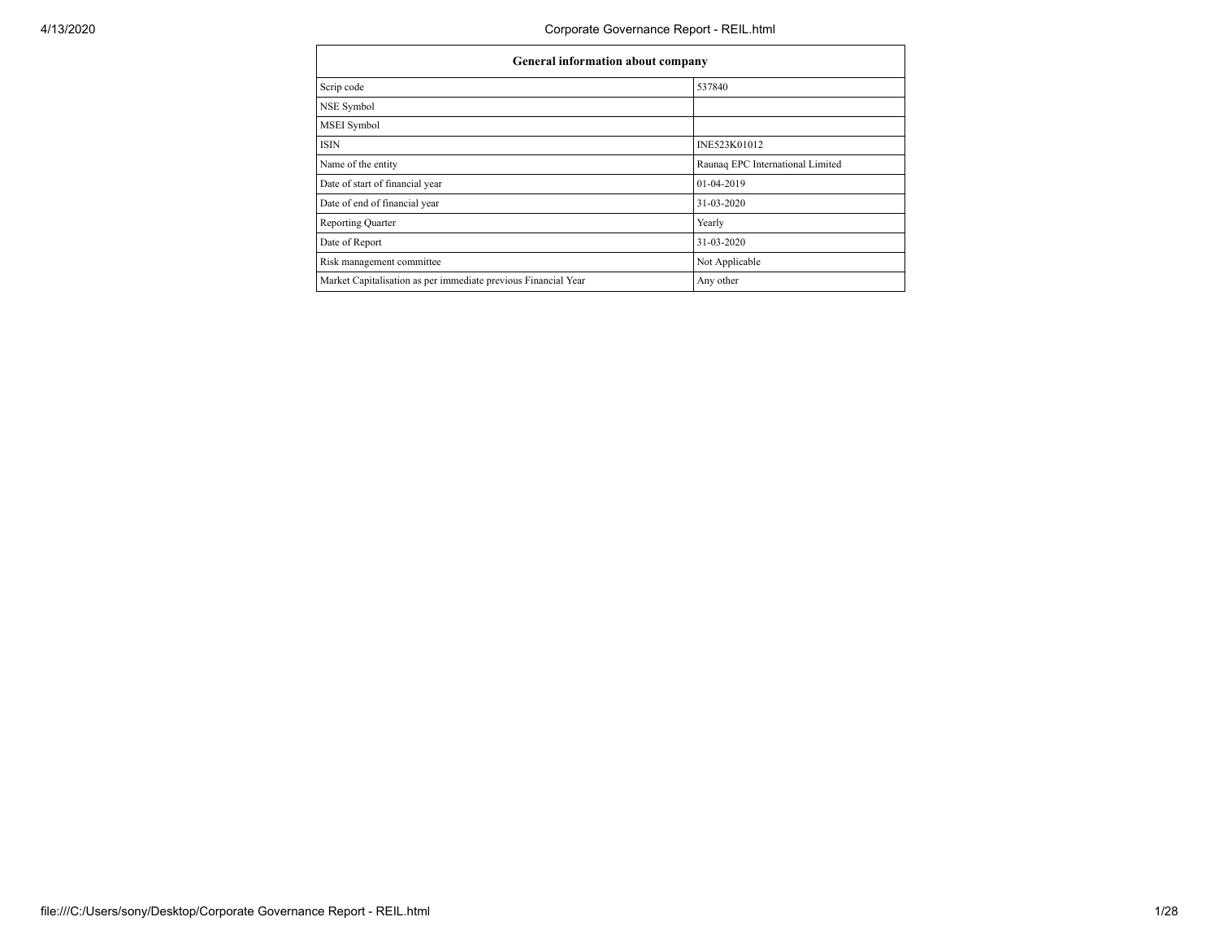| General information about company | |
|---|---|
| Scrip code | 537840 |
| NSE Symbol | |
| MSEI Symbol | |
| ISIN | INE523K01012 |
| Name of the entity | Raunaq EPC International Limited |
| Date of start of financial year | 01-04-2019 |
| Date of end of financial year | 31-03-2020 |
| Reporting Quarter | Yearly |
| Date of Report | 31-03-2020 |
| Risk management committee | Not Applicable |
| Market Capitalisation as per immediate previous Financial Year | Any other |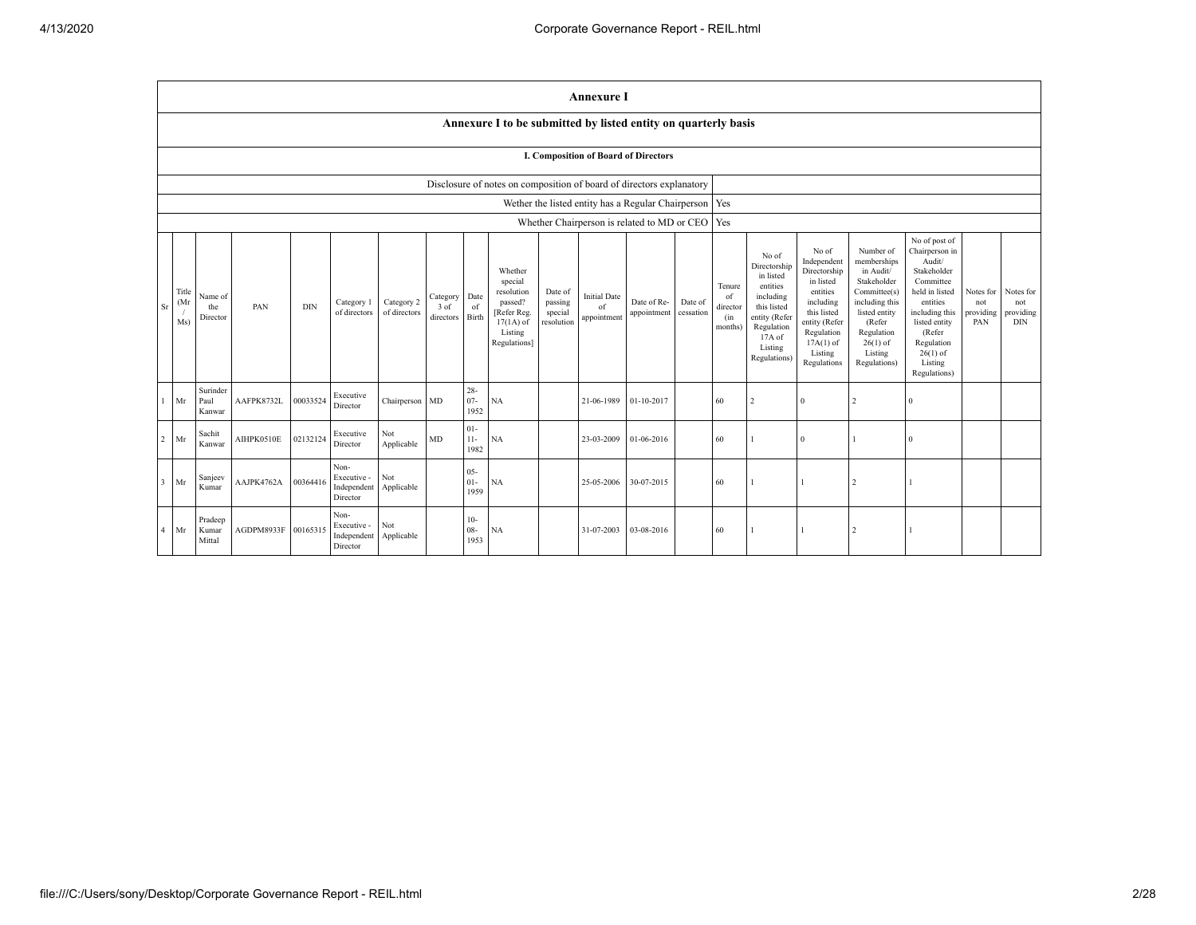# Annexure I

## Annexure I to be submitted by listed entity on quarterly basis

### I. Composition of Board of Directors

| Disclosure of notes on composition of board of directors explanatory | |
|---|---|
| Wether the listed entity has a Regular Chairperson | Yes |
| Whether Chairperson is related to MD or CEO | Yes |

| Sr | Title (Mr / Ms) | Name of the Director | PAN | DIN | Category 1 of directors | Category 2 of directors | Category 3 of directors | Date of Birth | Whether special resolution passed? [Refer Reg. 17(1A) of Listing Regulations] | Date of passing special resolution | Initial Date of appointment | Date of Re-appointment | Date of cessation | Tenure of director (in months) | No of Directorship in listed entities including this listed entity (Refer Regulation 17A of Listing Regulations) | No of Independent Directorship in listed entities including this listed entity (Refer Regulation 17A(1) of Listing Regulations | Number of memberships in Audit/ Stakeholder Committee(s) including this listed entity (Refer Regulation 26(1) of Listing Regulations) | No of post of Chairperson in Audit/ Stakeholder Committee held in listed entities including this listed entity (Refer Regulation 26(1) of Listing Regulations) | Notes for not providing PAN | Notes for not providing DIN |
|---|---|---|---|---|---|---|---|---|---|---|---|---|---|---|---|---|---|---|---|---|
| 1 | Mr | Surinder Paul Kanwar | AAFPK8732L | 00033524 | Executive Director | Chairperson | MD | 28-07-1952 | NA | | 21-06-1989 | 01-10-2017 | | 60 | 2 | 0 | 2 | 0 | | |
| 2 | Mr | Sachit Kanwar | AIHPK0510E | 02132124 | Executive Director | Not Applicable | MD | 01-11-1982 | NA | | 23-03-2009 | 01-06-2016 | | 60 | 1 | 0 | 1 | 0 | | |
| 3 | Mr | Sanjeev Kumar | AAJPK4762A | 00364416 | Non-Executive - Independent Director | Not Applicable | | 05-01-1959 | NA | | 25-05-2006 | 30-07-2015 | | 60 | 1 | 1 | 2 | 1 | | |
| 4 | Mr | Pradeep Kumar Mittal | AGDPM8933F | 00165315 | Non-Executive - Independent Director | Not Applicable | | 10-08-1953 | NA | | 31-07-2003 | 03-08-2016 | | 60 | 1 | 1 | 2 | 1 | | |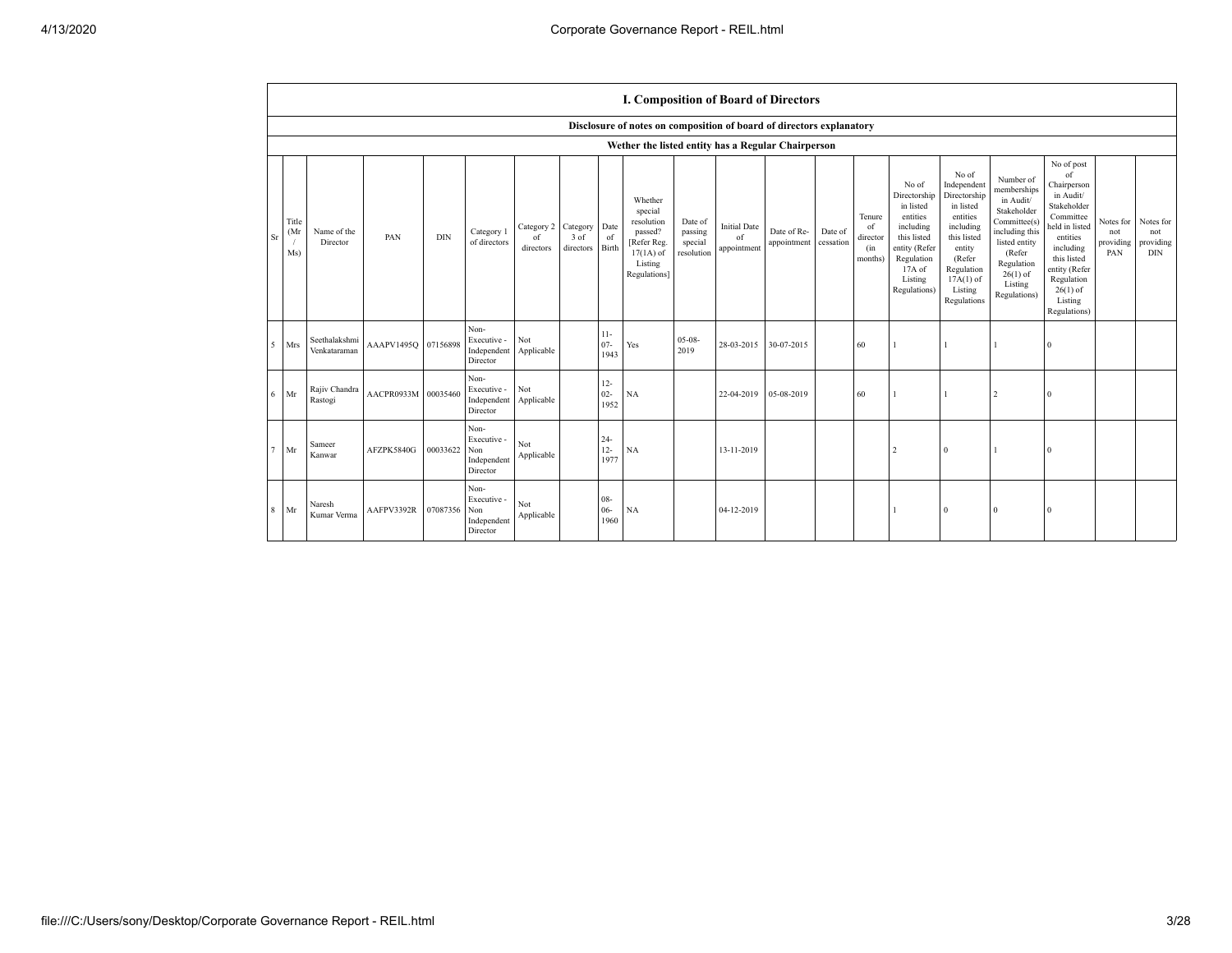## I. Composition of Board of Directors

**Disclosure of notes on composition of board of directors explanatory**

**Wether the listed entity has a Regular Chairperson**

| Sr | Title (Mr / Ms) | Name of the Director | PAN | DIN | Category 1 of directors | Category 2 of directors | Category 3 of directors | Date of Birth | Whether special resolution passed? [Refer Reg. 17(1A) of Listing Regulations] | Date of passing special resolution | Initial Date of appointment | Date of Re-appointment | Date of cessation | Tenure of director (in months) | No of Directorship in listed entities including this listed entity (Refer Regulation 17A of Listing Regulations) | No of Independent Directorship in listed entities including this listed entity (Refer Regulation 17A(1) of Listing Regulations | Number of memberships in Audit/ Stakeholder Committee(s) including this listed entity (Refer Regulation 26(1) of Listing Regulations) | No of post of Chairperson in Audit/ Stakeholder Committee held in listed entities including this listed entity (Refer Regulation 26(1) of Listing Regulations) | Notes for not providing PAN | Notes for not providing DIN |
|---|---|---|---|---|---|---|---|---|---|---|---|---|---|---|---|---|---|---|---|---|
| 5 | Mrs | Seethalakshmi Venkataraman | AAAPV1495Q | 07156898 | Non-Executive - Independent Director | Not Applicable | | 11-07-1943 | Yes | 05-08-2019 | 28-03-2015 | 30-07-2015 | | 60 | 1 | 1 | 1 | 0 | | |
| 6 | Mr | Rajiv Chandra Rastogi | AACPR0933M | 00035460 | Non-Executive - Independent Director | Not Applicable | | 12-02-1952 | NA | | 22-04-2019 | 05-08-2019 | | 60 | 1 | 1 | 2 | 0 | | |
| 7 | Mr | Sameer Kanwar | AFZPK5840G | 00033622 | Non-Executive - Non Independent Director | Not Applicable | | 24-12-1977 | NA | | 13-11-2019 | | | | 2 | 0 | 1 | 0 | | |
| 8 | Mr | Naresh Kumar Verma | AAFPV3392R | 07087356 | Non-Executive - Non Independent Director | Not Applicable | | 08-06-1960 | NA | | 04-12-2019 | | | | 1 | 0 | 0 | 0 | | |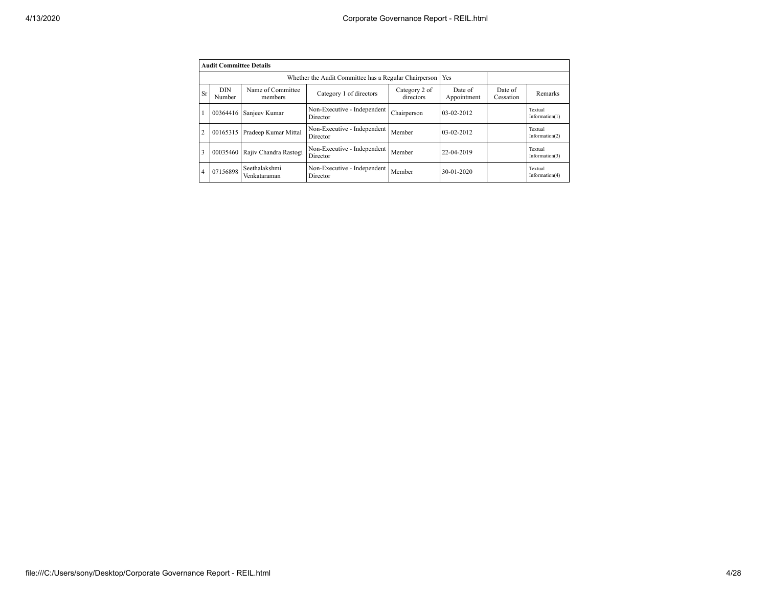| Audit Committee Details | | | | | | | |
|---|---|---|---|---|---|---|---|
| Whether the Audit Committee has a Regular Chairperson | | | | | Yes | | |
| Sr | DIN Number | Name of Committee members | Category 1 of directors | Category 2 of directors | Date of Appointment | Date of Cessation | Remarks |
| 1 | 00364416 | Sanjeev Kumar | Non-Executive - Independent Director | Chairperson | 03-02-2012 | | Textual Information(1) |
| 2 | 00165315 | Pradeep Kumar Mittal | Non-Executive - Independent Director | Member | 03-02-2012 | | Textual Information(2) |
| 3 | 00035460 | Rajiv Chandra Rastogi | Non-Executive - Independent Director | Member | 22-04-2019 | | Textual Information(3) |
| 4 | 07156898 | Seethalakshmi Venkataraman | Non-Executive - Independent Director | Member | 30-01-2020 | | Textual Information(4) |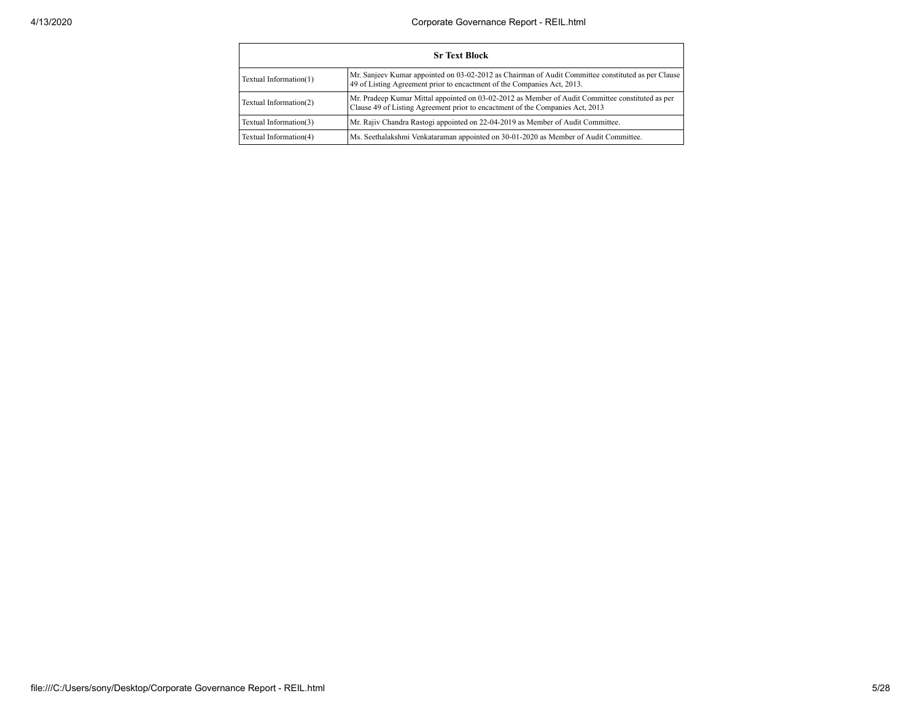| Sr Text Block | |
|---|---|
| Textual Information(1) | Mr. Sanjeev Kumar appointed on 03-02-2012 as Chairman of Audit Committee constituted as per Clause 49 of Listing Agreement prior to encactment of the Companies Act, 2013. |
| Textual Information(2) | Mr. Pradeep Kumar Mittal appointed on 03-02-2012 as Member of Audit Committee constituted as per Clause 49 of Listing Agreement prior to encactment of the Companies Act, 2013 |
| Textual Information(3) | Mr. Rajiv Chandra Rastogi appointed on 22-04-2019 as Member of Audit Committee. |
| Textual Information(4) | Ms. Seethalakshmi Venkataraman appointed on 30-01-2020 as Member of Audit Committee. |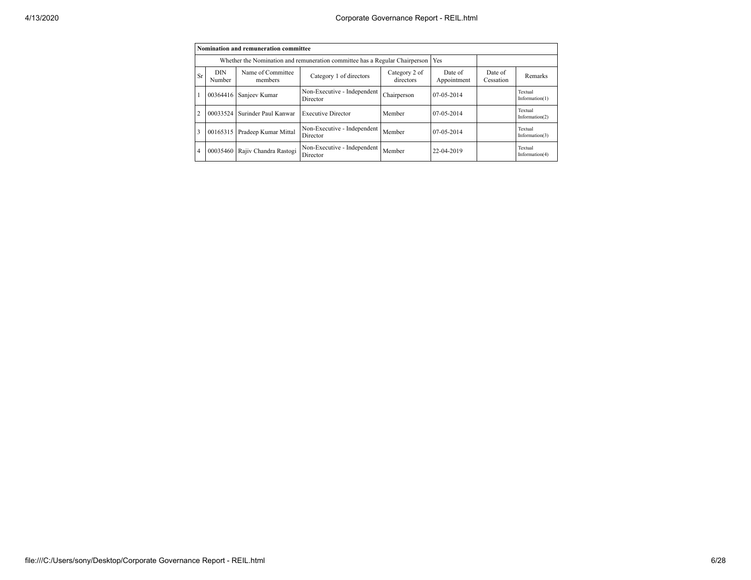| Nomination and remuneration committee | | | | | | | |
|---|---|---|---|---|---|---|---|
| Whether the Nomination and remuneration committee has a Regular Chairperson | | | | | Yes | | |
| Sr | DIN Number | Name of Committee members | Category 1 of directors | Category 2 of directors | Date of Appointment | Date of Cessation | Remarks |
| 1 | 00364416 | Sanjeev Kumar | Non-Executive - Independent Director | Chairperson | 07-05-2014 | | Textual Information(1) |
| 2 | 00033524 | Surinder Paul Kanwar | Executive Director | Member | 07-05-2014 | | Textual Information(2) |
| 3 | 00165315 | Pradeep Kumar Mittal | Non-Executive - Independent Director | Member | 07-05-2014 | | Textual Information(3) |
| 4 | 00035460 | Rajiv Chandra Rastogi | Non-Executive - Independent Director | Member | 22-04-2019 | | Textual Information(4) |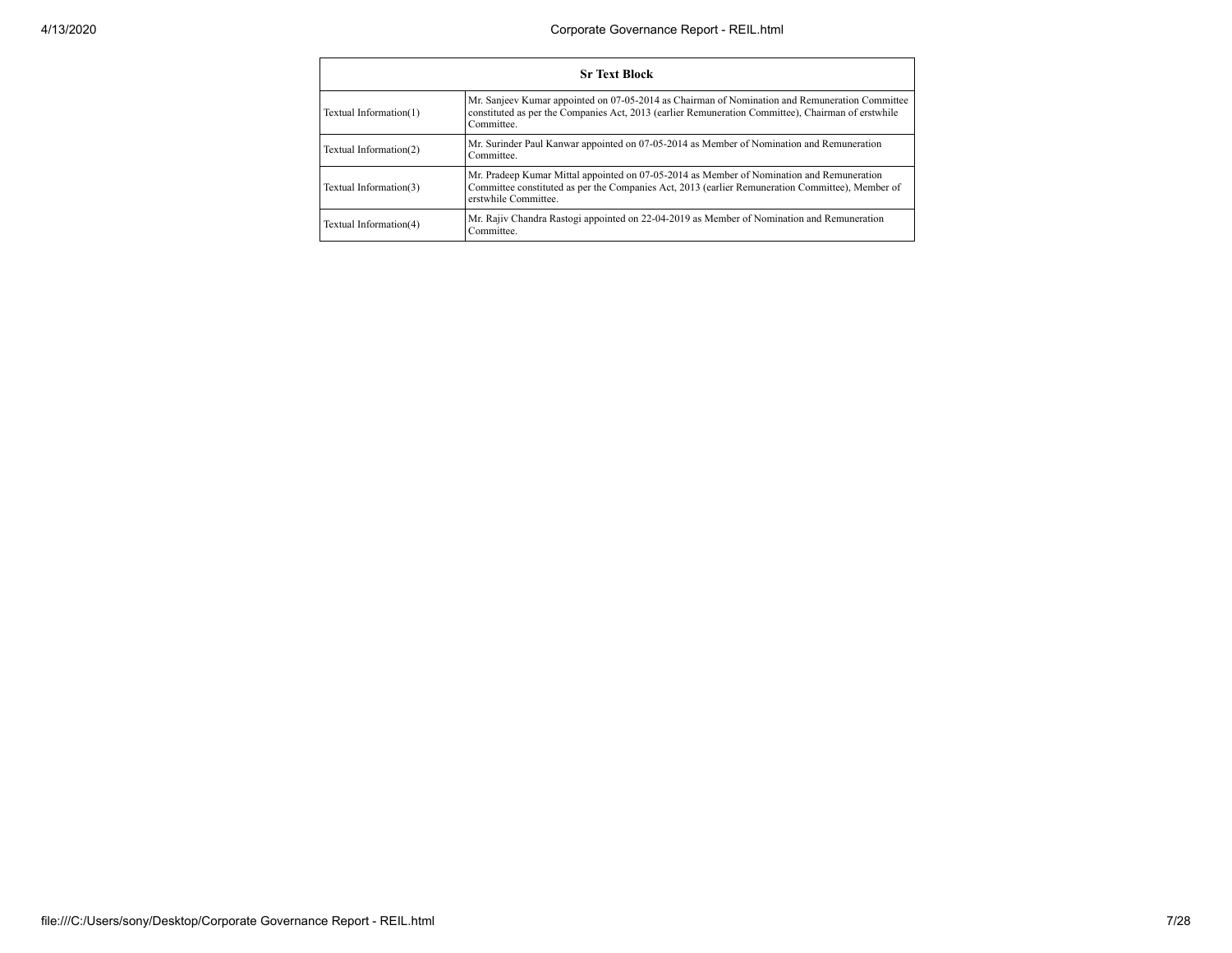| Sr Text Block | |
|---|---|
| Textual Information(1) | Mr. Sanjeev Kumar appointed on 07-05-2014 as Chairman of Nomination and Remuneration Committee constituted as per the Companies Act, 2013 (earlier Remuneration Committee), Chairman of erstwhile Committee. |
| Textual Information(2) | Mr. Surinder Paul Kanwar appointed on 07-05-2014 as Member of Nomination and Remuneration Committee. |
| Textual Information(3) | Mr. Pradeep Kumar Mittal appointed on 07-05-2014 as Member of Nomination and Remuneration Committee constituted as per the Companies Act, 2013 (earlier Remuneration Committee), Member of erstwhile Committee. |
| Textual Information(4) | Mr. Rajiv Chandra Rastogi appointed on 22-04-2019 as Member of Nomination and Remuneration Committee. |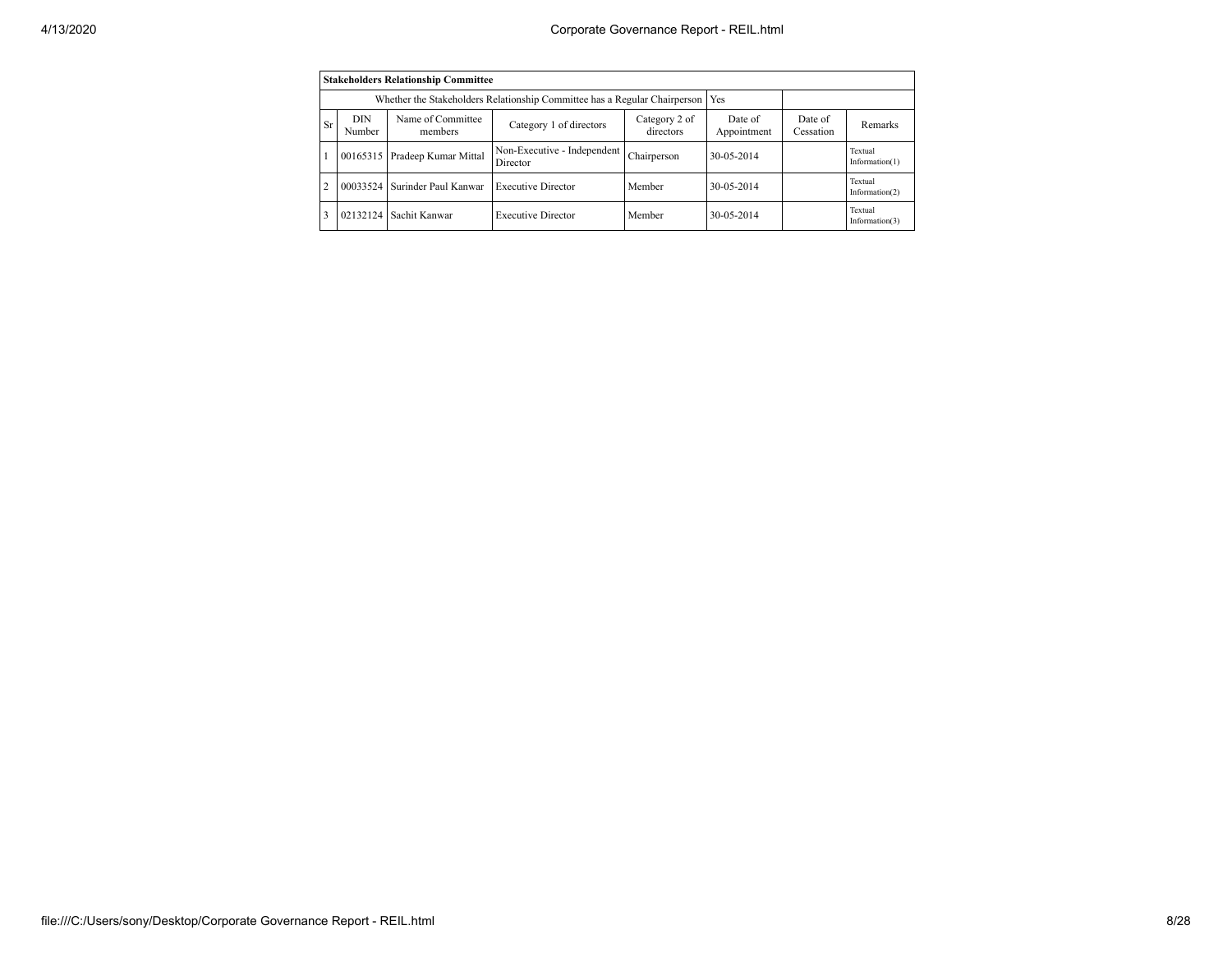| Stakeholders Relationship Committee | | | | | | | |
|---|---|---|---|---|---|---|---|
| Whether the Stakeholders Relationship Committee has a Regular Chairperson | | | | | Yes | | |
| Sr | DIN Number | Name of Committee members | Category 1 of directors | Category 2 of directors | Date of Appointment | Date of Cessation | Remarks |
| 1 | 00165315 | Pradeep Kumar Mittal | Non-Executive - Independent Director | Chairperson | 30-05-2014 | | Textual Information(1) |
| 2 | 00033524 | Surinder Paul Kanwar | Executive Director | Member | 30-05-2014 | | Textual Information(2) |
| 3 | 02132124 | Sachit Kanwar | Executive Director | Member | 30-05-2014 | | Textual Information(3) |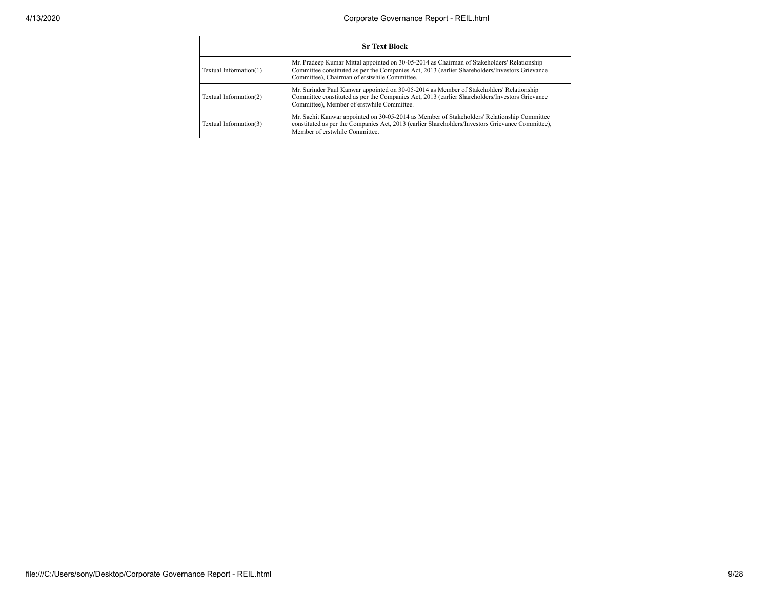| Sr Text Block | |
|---|---|
| Textual Information(1) | Mr. Pradeep Kumar Mittal appointed on 30-05-2014 as Chairman of Stakeholders' Relationship Committee constituted as per the Companies Act, 2013 (earlier Shareholders/Investors Grievance Committee), Chairman of erstwhile Committee. |
| Textual Information(2) | Mr. Surinder Paul Kanwar appointed on 30-05-2014 as Member of Stakeholders' Relationship Committee constituted as per the Companies Act, 2013 (earlier Shareholders/Investors Grievance Committee), Member of erstwhile Committee. |
| Textual Information(3) | Mr. Sachit Kanwar appointed on 30-05-2014 as Member of Stakeholders' Relationship Committee constituted as per the Companies Act, 2013 (earlier Shareholders/Investors Grievance Committee), Member of erstwhile Committee. |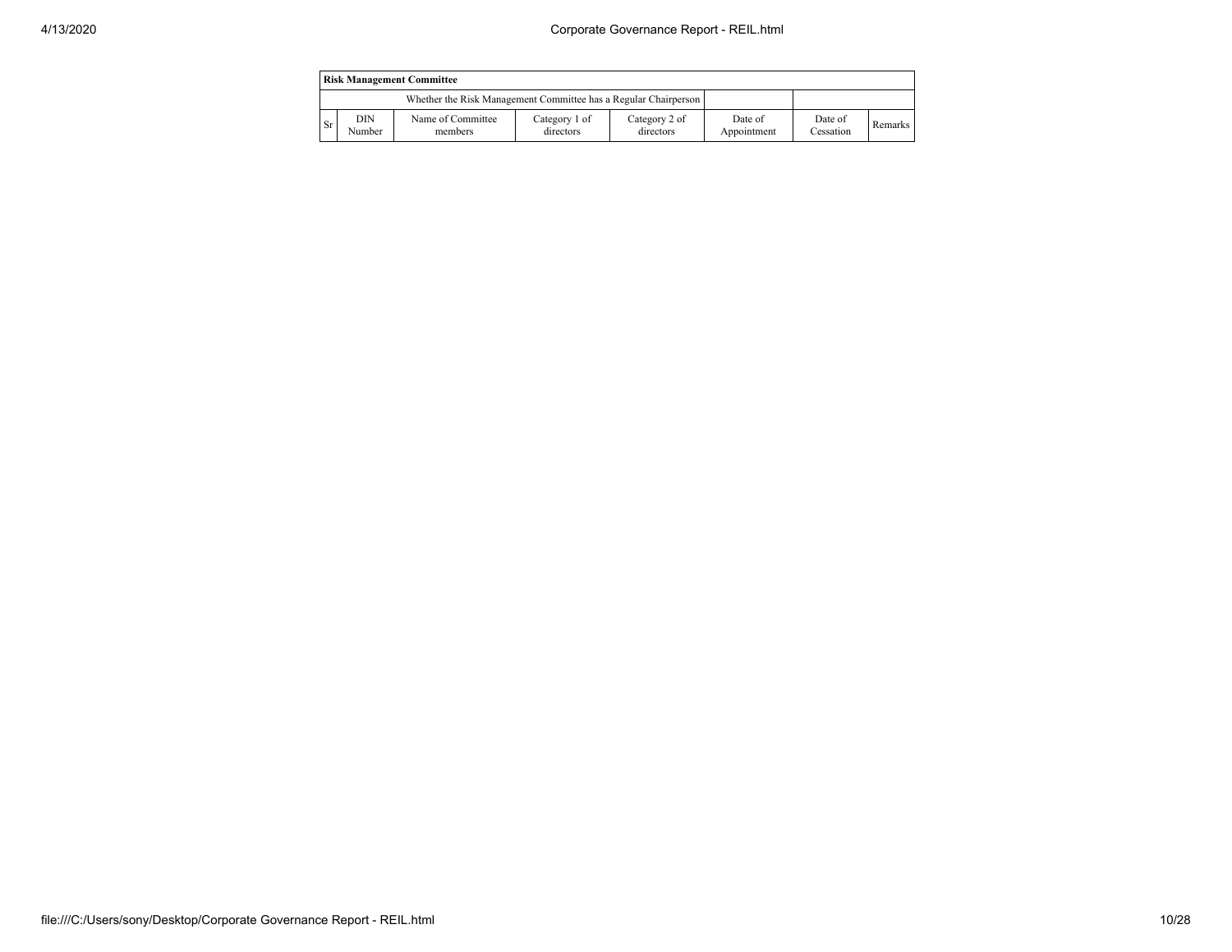| Risk Management Committee | | | | | | | |
|---|---|---|---|---|---|---|---|
| Whether the Risk Management Committee has a Regular Chairperson | | | | | | | |
| Sr | DIN Number | Name of Committee members | Category 1 of directors | Category 2 of directors | Date of Appointment | Date of Cessation | Remarks |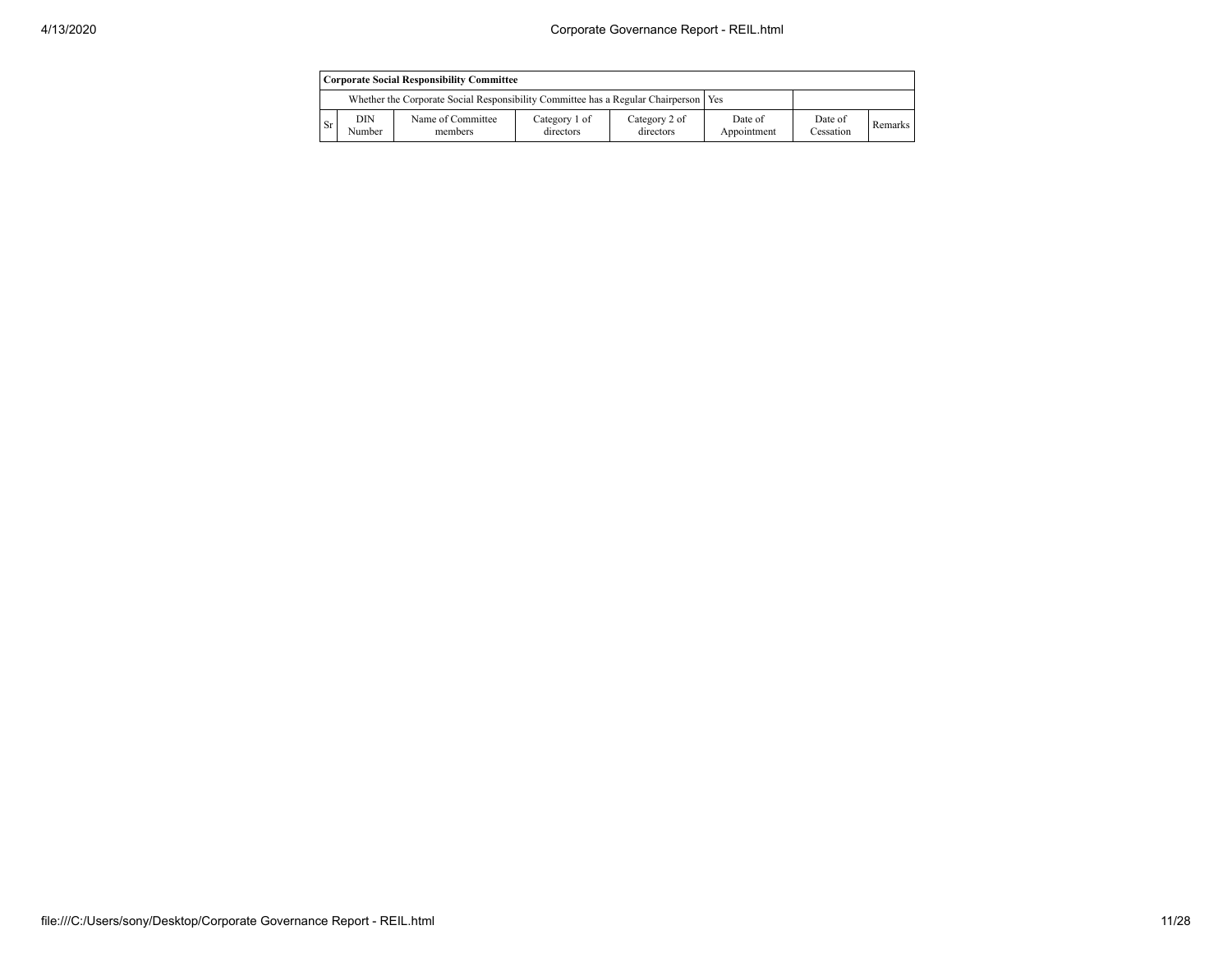| Corporate Social Responsibility Committee | | | | | | | |
|---|---|---|---|---|---|---|---|
| | Whether the Corporate Social Responsibility Committee has a Regular Chairperson | | | | Yes | | |
| Sr | DIN Number | Name of Committee members | Category 1 of directors | Category 2 of directors | Date of Appointment | Date of Cessation | Remarks |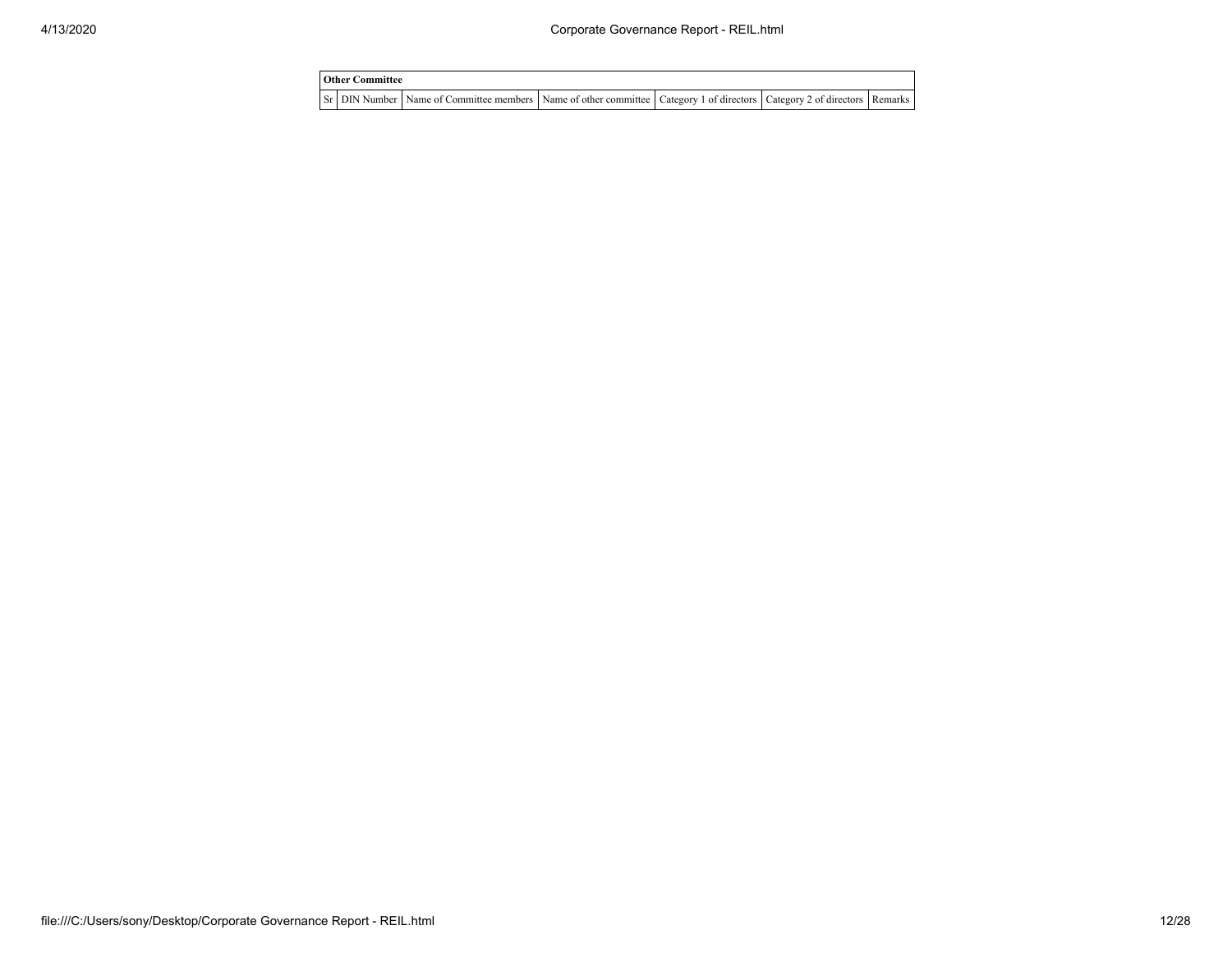| Other Committee | | | | | | |
|---|---|---|---|---|---|---|
| Sr | DIN Number | Name of Committee members | Name of other committee | Category 1 of directors | Category 2 of directors | Remarks |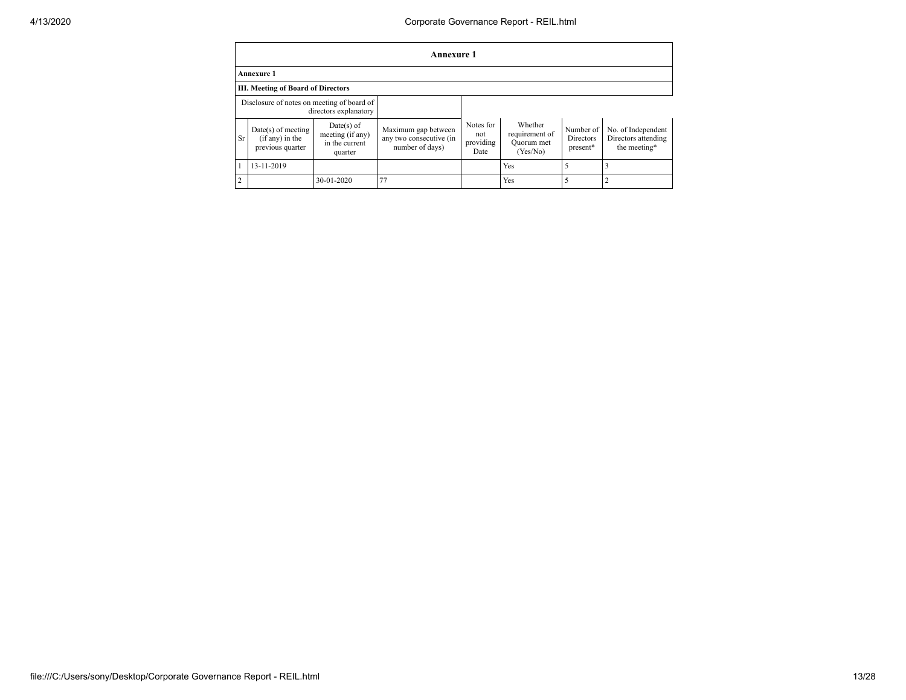| Annexure 1 | | | | | | | |
|---|---|---|---|---|---|---|---|
| **Annexure 1** | | | | | | | |
| **III. Meeting of Board of Directors** | | | | | | | |
| Disclosure of notes on meeting of board of directors explanatory | | | | | | | |
| Sr | Date(s) of meeting (if any) in the previous quarter | Date(s) of meeting (if any) in the current quarter | Maximum gap between any two consecutive (in number of days) | Notes for not providing Date | Whether requirement of Quorum met (Yes/No) | Number of Directors present* | No. of Independent Directors attending the meeting* |
| 1 | 13-11-2019 | | | | Yes | 5 | 3 |
| 2 | | 30-01-2020 | 77 | | Yes | 5 | 2 |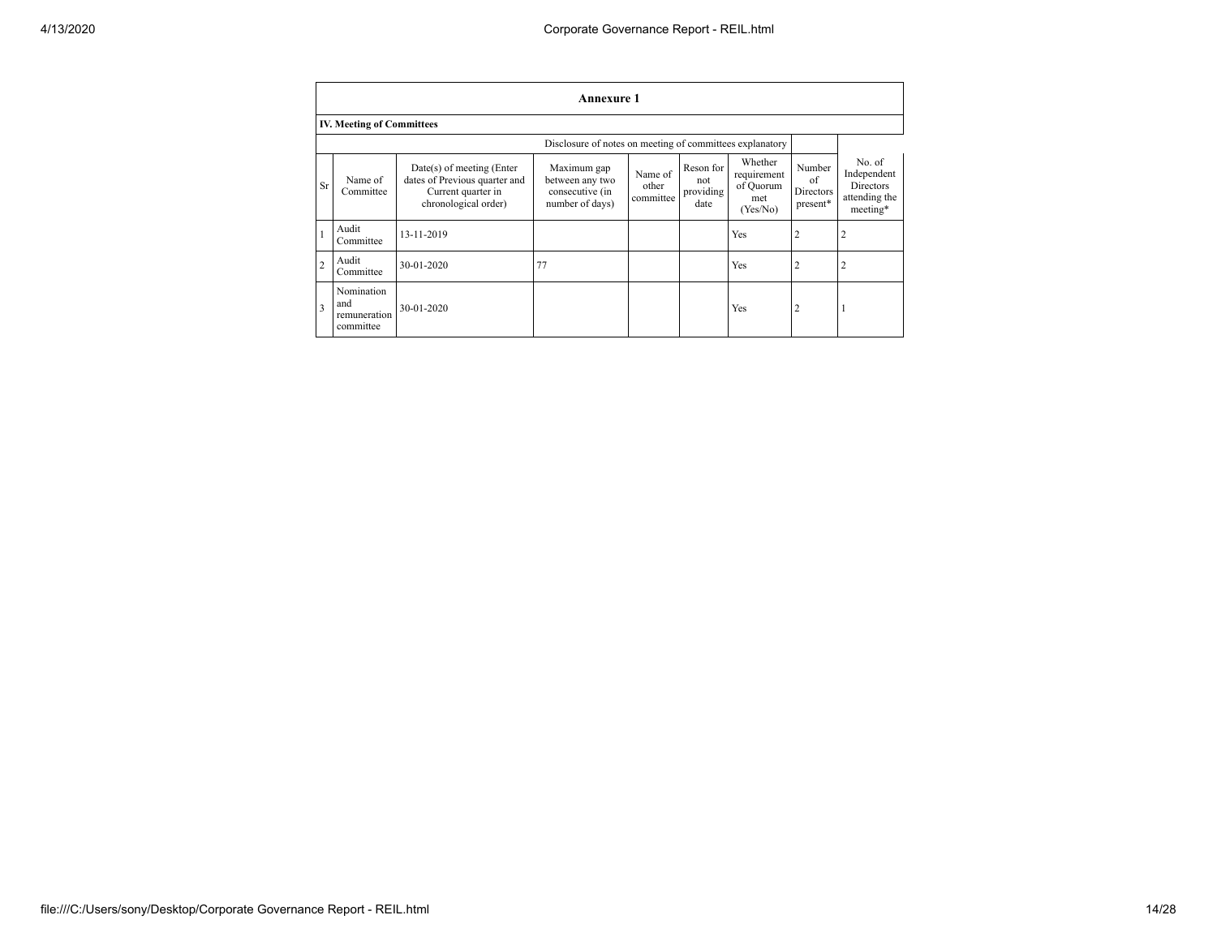**Annexure 1**

**IV. Meeting of Committees**

| | | | Disclosure of notes on meeting of committees explanatory | | | | | |
|---|---|---|---|---|---|---|---|---|
| Sr | Name of Committee | Date(s) of meeting (Enter dates of Previous quarter and Current quarter in chronological order) | Maximum gap between any two consecutive (in number of days) | Name of other committee | Reson for not providing date | Whether requirement of Quorum met (Yes/No) | Number of Directors present* | No. of Independent Directors attending the meeting* |
| 1 | Audit Committee | 13-11-2019 | | | | Yes | 2 | 2 |
| 2 | Audit Committee | 30-01-2020 | 77 | | | Yes | 2 | 2 |
| 3 | Nomination and remuneration committee | 30-01-2020 | | | | Yes | 2 | 1 |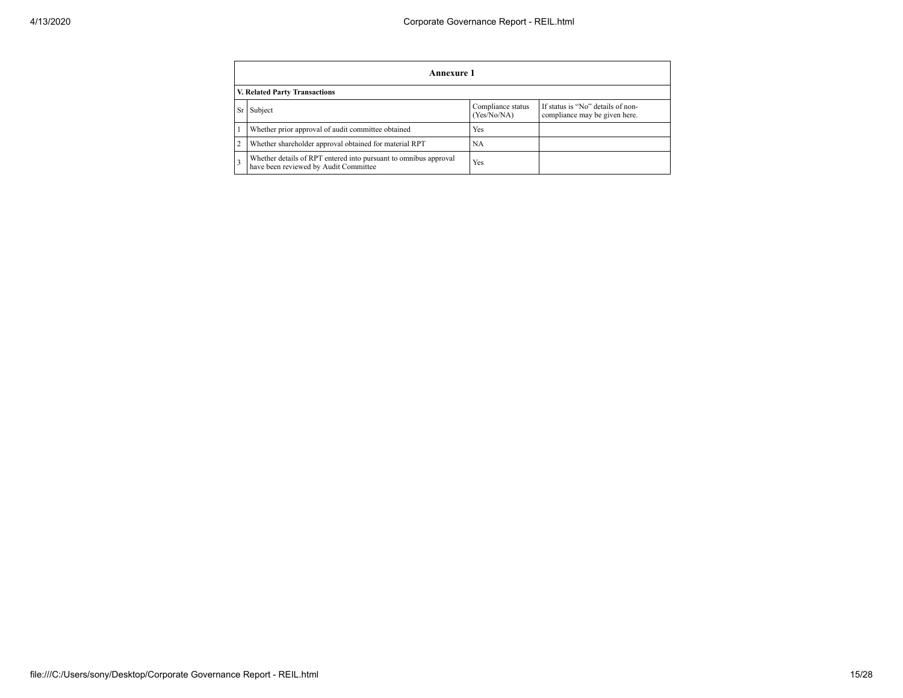## Annexure 1

### V. Related Party Transactions

| Sr | Subject | Compliance status (Yes/No/NA) | If status is "No" details of non-compliance may be given here. |
|---|---|---|---|
| 1 | Whether prior approval of audit committee obtained | Yes | |
| 2 | Whether shareholder approval obtained for material RPT | NA | |
| 3 | Whether details of RPT entered into pursuant to omnibus approval have been reviewed by Audit Committee | Yes | |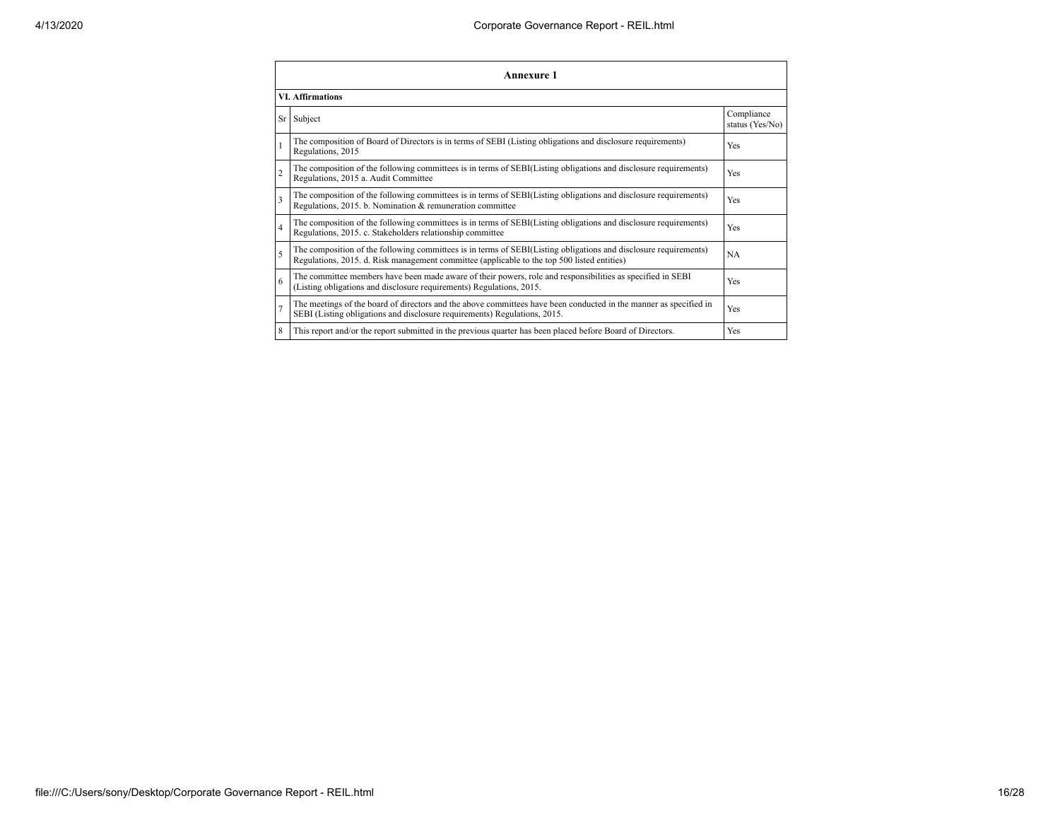## Annexure 1

### VI. Affirmations

| Sr | Subject | Compliance status (Yes/No) |
|---|---|---|
| 1 | The composition of Board of Directors is in terms of SEBI (Listing obligations and disclosure requirements) Regulations, 2015 | Yes |
| 2 | The composition of the following committees is in terms of SEBI(Listing obligations and disclosure requirements) Regulations, 2015 a. Audit Committee | Yes |
| 3 | The composition of the following committees is in terms of SEBI(Listing obligations and disclosure requirements) Regulations, 2015. b. Nomination & remuneration committee | Yes |
| 4 | The composition of the following committees is in terms of SEBI(Listing obligations and disclosure requirements) Regulations, 2015. c. Stakeholders relationship committee | Yes |
| 5 | The composition of the following committees is in terms of SEBI(Listing obligations and disclosure requirements) Regulations, 2015. d. Risk management committee (applicable to the top 500 listed entities) | NA |
| 6 | The committee members have been made aware of their powers, role and responsibilities as specified in SEBI (Listing obligations and disclosure requirements) Regulations, 2015. | Yes |
| 7 | The meetings of the board of directors and the above committees have been conducted in the manner as specified in SEBI (Listing obligations and disclosure requirements) Regulations, 2015. | Yes |
| 8 | This report and/or the report submitted in the previous quarter has been placed before Board of Directors. | Yes |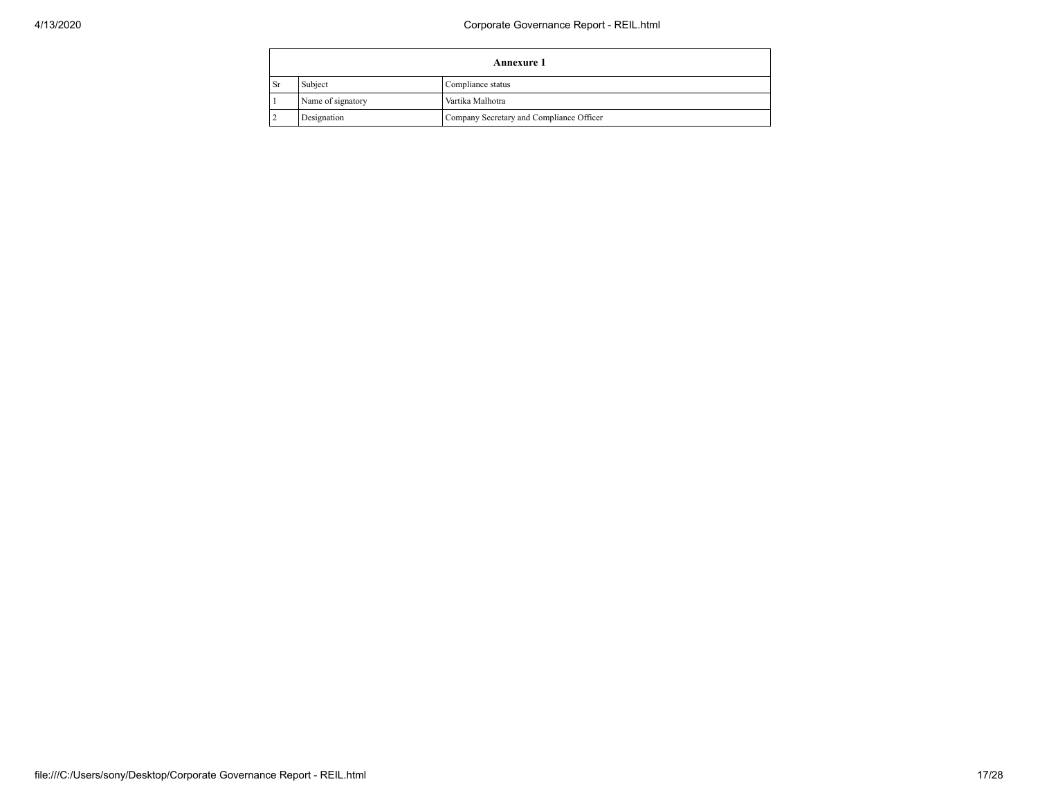| Annexure 1 | | |
|---|---|---|
| Sr | Subject | Compliance status |
| 1 | Name of signatory | Vartika Malhotra |
| 2 | Designation | Company Secretary and Compliance Officer |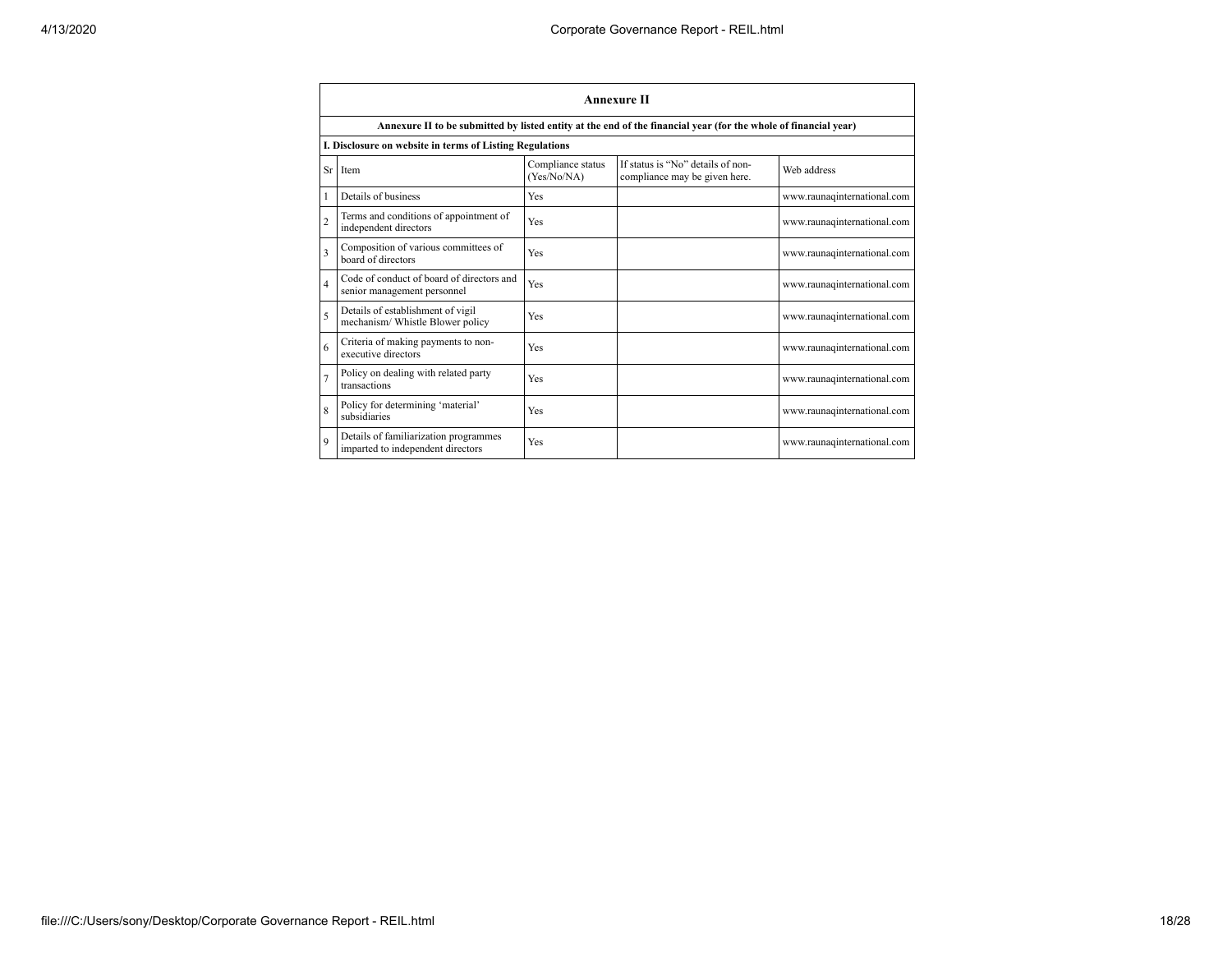## Annexure II

**Annexure II to be submitted by listed entity at the end of the financial year (for the whole of financial year)**

**I. Disclosure on website in terms of Listing Regulations**

| Sr | Item | Compliance status (Yes/No/NA) | If status is "No" details of non-compliance may be given here. | Web address |
|---|---|---|---|---|
| 1 | Details of business | Yes | | www.raunaqinternational.com |
| 2 | Terms and conditions of appointment of independent directors | Yes | | www.raunaqinternational.com |
| 3 | Composition of various committees of board of directors | Yes | | www.raunaqinternational.com |
| 4 | Code of conduct of board of directors and senior management personnel | Yes | | www.raunaqinternational.com |
| 5 | Details of establishment of vigil mechanism/ Whistle Blower policy | Yes | | www.raunaqinternational.com |
| 6 | Criteria of making payments to non-executive directors | Yes | | www.raunaqinternational.com |
| 7 | Policy on dealing with related party transactions | Yes | | www.raunaqinternational.com |
| 8 | Policy for determining 'material' subsidiaries | Yes | | www.raunaqinternational.com |
| 9 | Details of familiarization programmes imparted to independent directors | Yes | | www.raunaqinternational.com |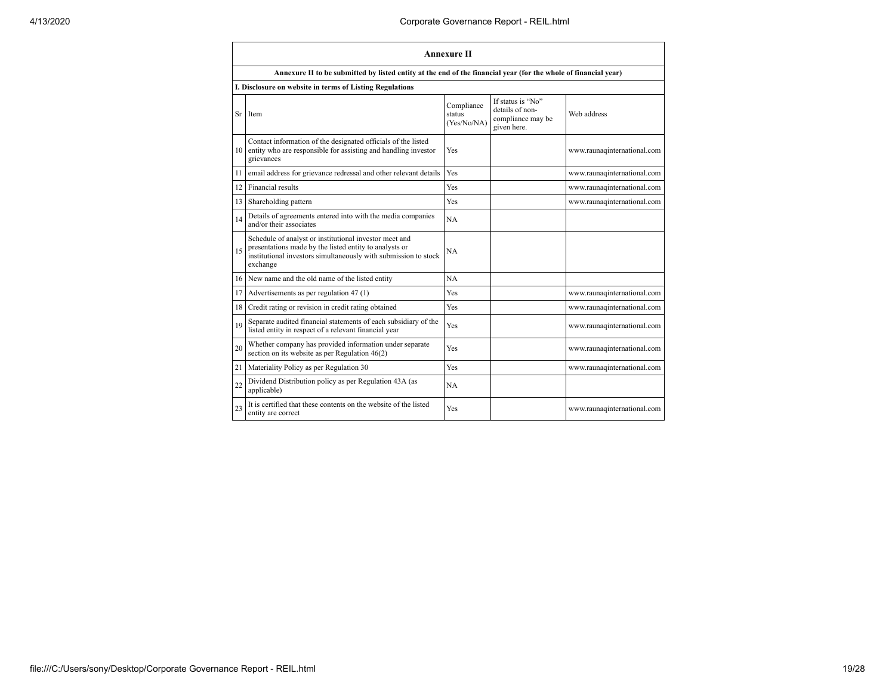## Annexure II

**Annexure II to be submitted by listed entity at the end of the financial year (for the whole of financial year)**

**I. Disclosure on website in terms of Listing Regulations**

| Sr | Item | Compliance status (Yes/No/NA) | If status is "No" details of non-compliance may be given here. | Web address |
|---|---|---|---|---|
| 10 | Contact information of the designated officials of the listed entity who are responsible for assisting and handling investor grievances | Yes | | www.raunaqinternational.com |
| 11 | email address for grievance redressal and other relevant details | Yes | | www.raunaqinternational.com |
| 12 | Financial results | Yes | | www.raunaqinternational.com |
| 13 | Shareholding pattern | Yes | | www.raunaqinternational.com |
| 14 | Details of agreements entered into with the media companies and/or their associates | NA | | |
| 15 | Schedule of analyst or institutional investor meet and presentations made by the listed entity to analysts or institutional investors simultaneously with submission to stock exchange | NA | | |
| 16 | New name and the old name of the listed entity | NA | | |
| 17 | Advertisements as per regulation 47 (1) | Yes | | www.raunaqinternational.com |
| 18 | Credit rating or revision in credit rating obtained | Yes | | www.raunaqinternational.com |
| 19 | Separate audited financial statements of each subsidiary of the listed entity in respect of a relevant financial year | Yes | | www.raunaqinternational.com |
| 20 | Whether company has provided information under separate section on its website as per Regulation 46(2) | Yes | | www.raunaqinternational.com |
| 21 | Materiality Policy as per Regulation 30 | Yes | | www.raunaqinternational.com |
| 22 | Dividend Distribution policy as per Regulation 43A (as applicable) | NA | | |
| 23 | It is certified that these contents on the website of the listed entity are correct | Yes | | www.raunaqinternational.com |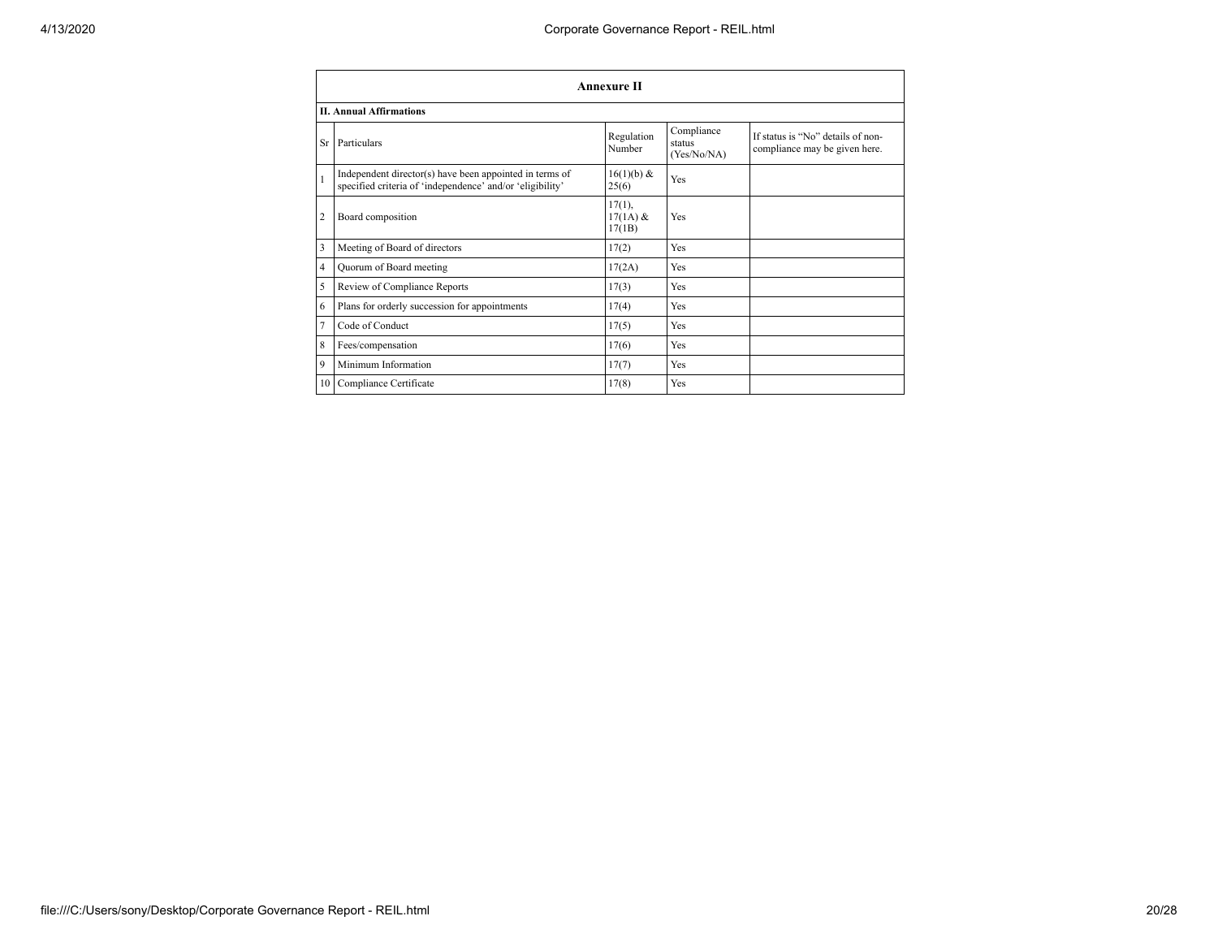## Annexure II

### II. Annual Affirmations

| Sr | Particulars | Regulation Number | Compliance status (Yes/No/NA) | If status is "No" details of non-compliance may be given here. |
|---|---|---|---|---|
| 1 | Independent director(s) have been appointed in terms of specified criteria of 'independence' and/or 'eligibility' | 16(1)(b) & 25(6) | Yes | |
| 2 | Board composition | 17(1), 17(1A) & 17(1B) | Yes | |
| 3 | Meeting of Board of directors | 17(2) | Yes | |
| 4 | Quorum of Board meeting | 17(2A) | Yes | |
| 5 | Review of Compliance Reports | 17(3) | Yes | |
| 6 | Plans for orderly succession for appointments | 17(4) | Yes | |
| 7 | Code of Conduct | 17(5) | Yes | |
| 8 | Fees/compensation | 17(6) | Yes | |
| 9 | Minimum Information | 17(7) | Yes | |
| 10 | Compliance Certificate | 17(8) | Yes | |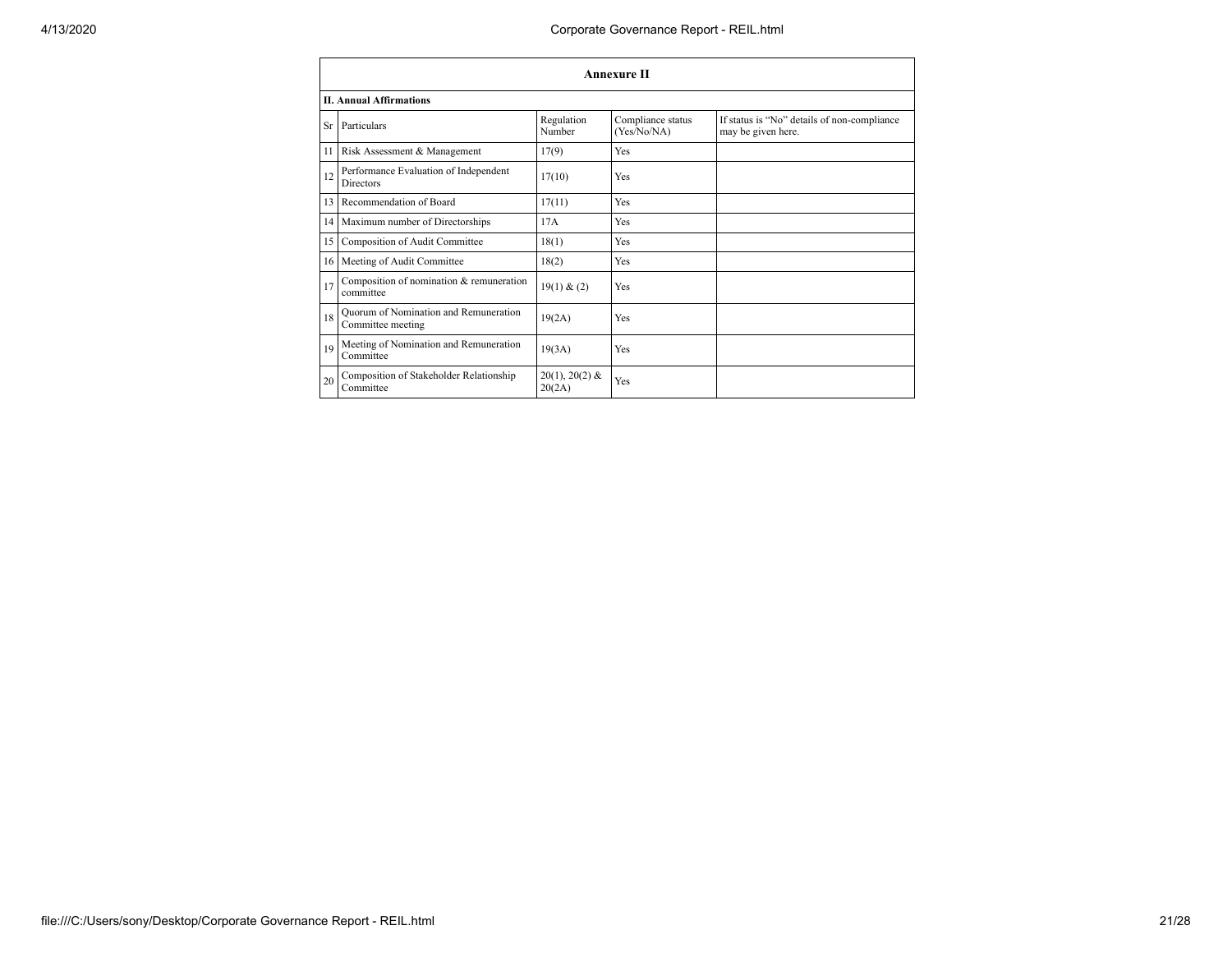## Annexure II

### II. Annual Affirmations

| Sr | Particulars | Regulation Number | Compliance status (Yes/No/NA) | If status is "No" details of non-compliance may be given here. |
|---|---|---|---|---|
| 11 | Risk Assessment & Management | 17(9) | Yes | |
| 12 | Performance Evaluation of Independent Directors | 17(10) | Yes | |
| 13 | Recommendation of Board | 17(11) | Yes | |
| 14 | Maximum number of Directorships | 17A | Yes | |
| 15 | Composition of Audit Committee | 18(1) | Yes | |
| 16 | Meeting of Audit Committee | 18(2) | Yes | |
| 17 | Composition of nomination & remuneration committee | 19(1) & (2) | Yes | |
| 18 | Quorum of Nomination and Remuneration Committee meeting | 19(2A) | Yes | |
| 19 | Meeting of Nomination and Remuneration Committee | 19(3A) | Yes | |
| 20 | Composition of Stakeholder Relationship Committee | 20(1), 20(2) & 20(2A) | Yes | |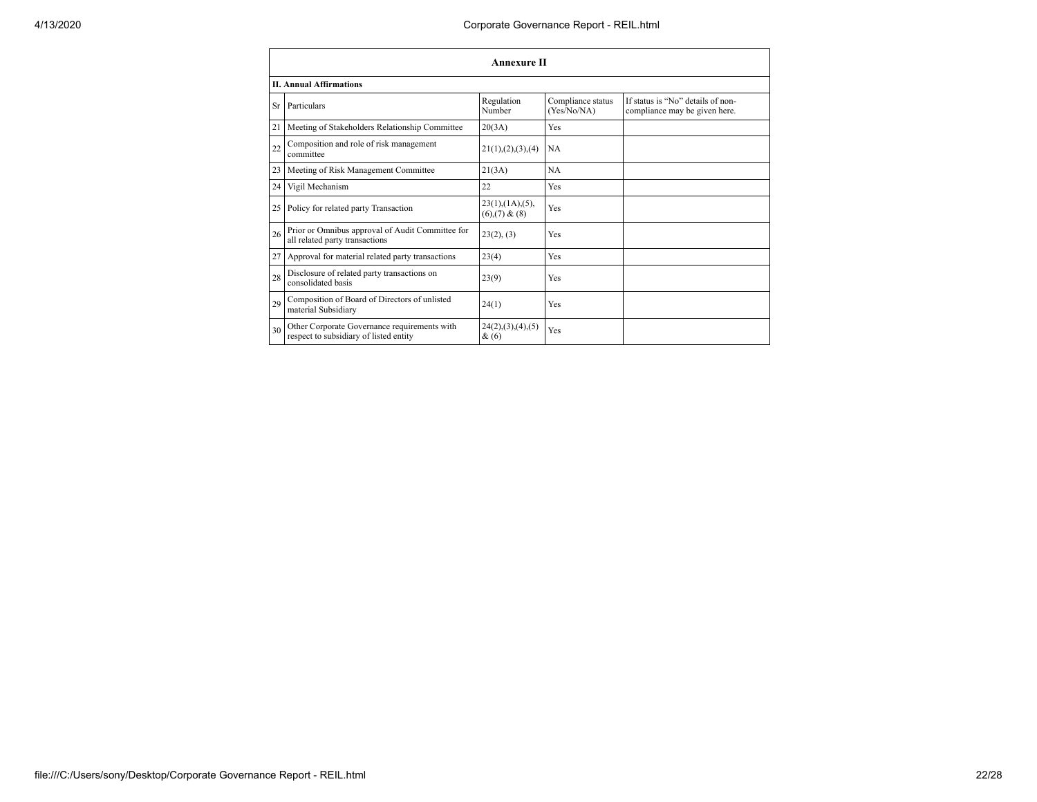## Annexure II

### II. Annual Affirmations

| Sr | Particulars | Regulation Number | Compliance status (Yes/No/NA) | If status is "No" details of non-compliance may be given here. |
|---|---|---|---|---|
| 21 | Meeting of Stakeholders Relationship Committee | 20(3A) | Yes | |
| 22 | Composition and role of risk management committee | 21(1),(2),(3),(4) | NA | |
| 23 | Meeting of Risk Management Committee | 21(3A) | NA | |
| 24 | Vigil Mechanism | 22 | Yes | |
| 25 | Policy for related party Transaction | 23(1),(1A),(5),(6),(7) & (8) | Yes | |
| 26 | Prior or Omnibus approval of Audit Committee for all related party transactions | 23(2), (3) | Yes | |
| 27 | Approval for material related party transactions | 23(4) | Yes | |
| 28 | Disclosure of related party transactions on consolidated basis | 23(9) | Yes | |
| 29 | Composition of Board of Directors of unlisted material Subsidiary | 24(1) | Yes | |
| 30 | Other Corporate Governance requirements with respect to subsidiary of listed entity | 24(2),(3),(4),(5) & (6) | Yes | |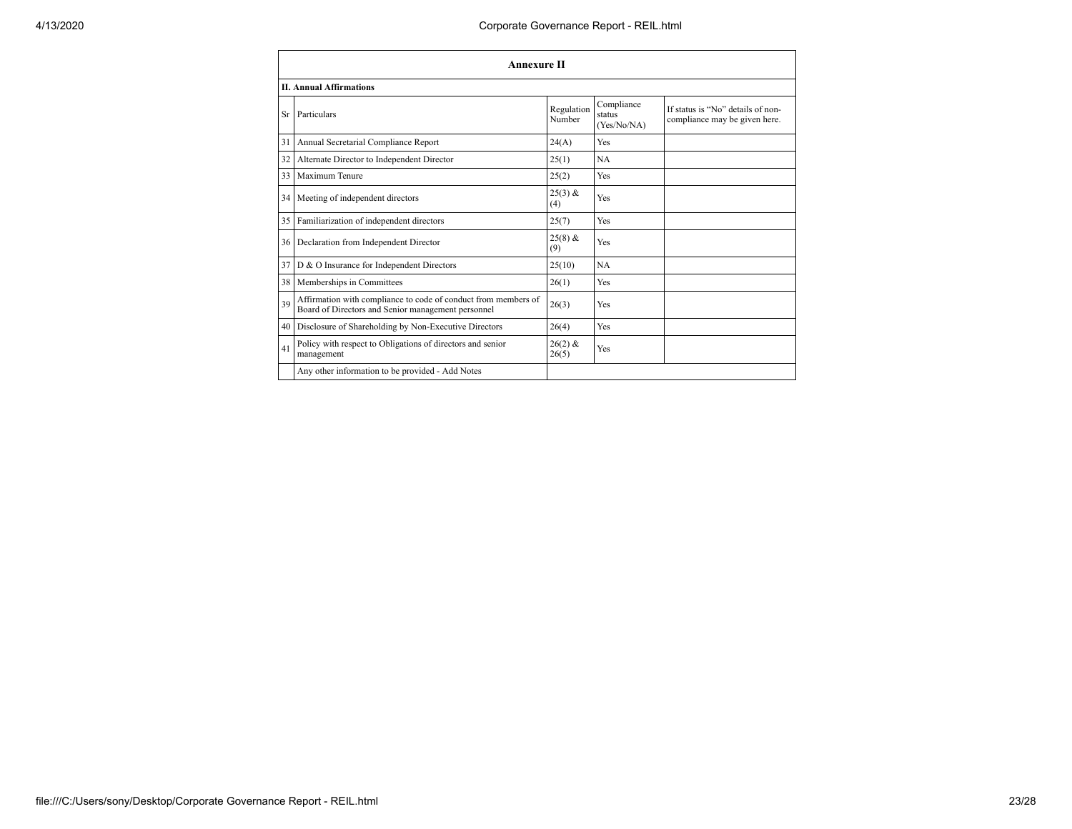## Annexure II

### II. Annual Affirmations

| Sr | Particulars | Regulation Number | Compliance status (Yes/No/NA) | If status is "No" details of non-compliance may be given here. |
|---|---|---|---|---|
| 31 | Annual Secretarial Compliance Report | 24(A) | Yes | |
| 32 | Alternate Director to Independent Director | 25(1) | NA | |
| 33 | Maximum Tenure | 25(2) | Yes | |
| 34 | Meeting of independent directors | 25(3) & (4) | Yes | |
| 35 | Familiarization of independent directors | 25(7) | Yes | |
| 36 | Declaration from Independent Director | 25(8) & (9) | Yes | |
| 37 | D & O Insurance for Independent Directors | 25(10) | NA | |
| 38 | Memberships in Committees | 26(1) | Yes | |
| 39 | Affirmation with compliance to code of conduct from members of Board of Directors and Senior management personnel | 26(3) | Yes | |
| 40 | Disclosure of Shareholding by Non-Executive Directors | 26(4) | Yes | |
| 41 | Policy with respect to Obligations of directors and senior management | 26(2) & 26(5) | Yes | |
| | Any other information to be provided - Add Notes | | | |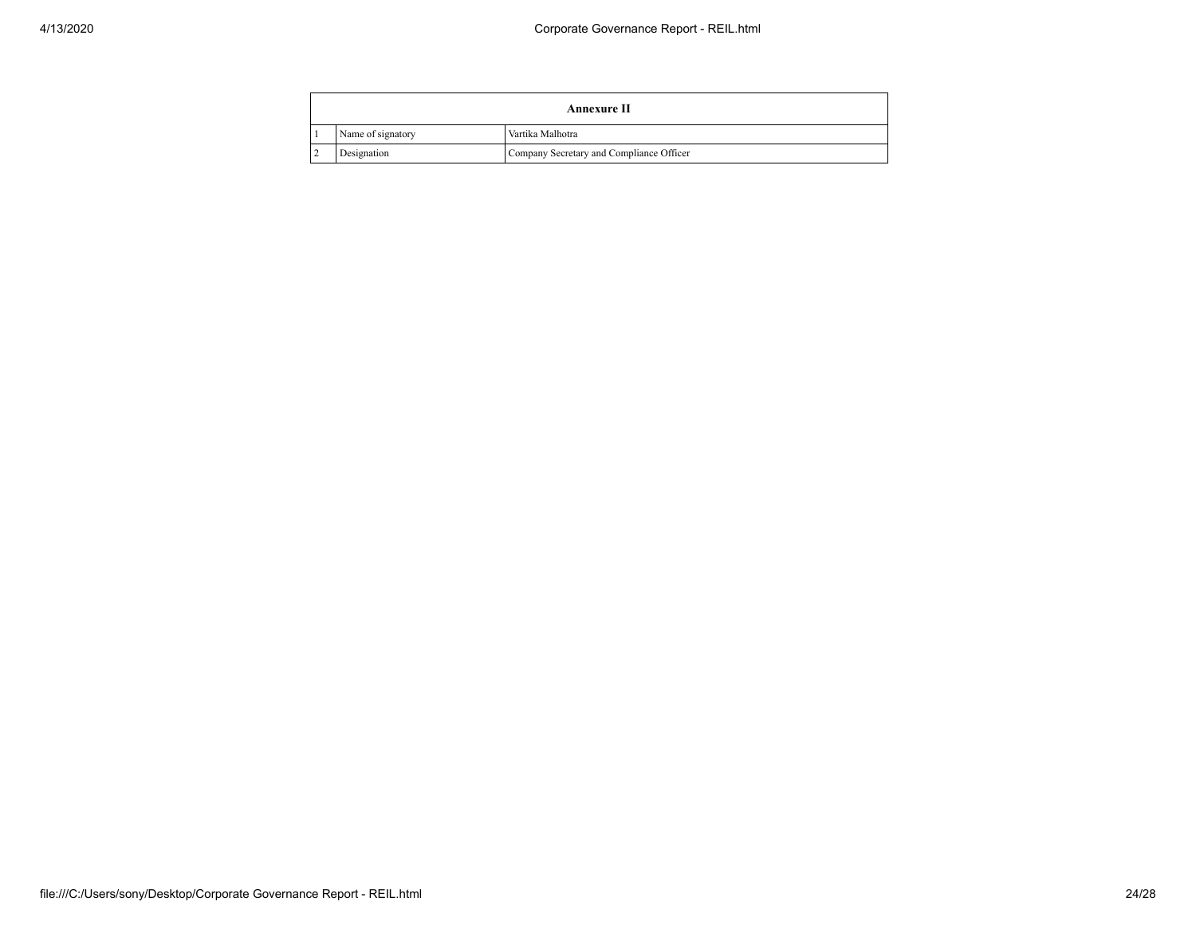| Annexure II | | |
|---|---|---|
| 1 | Name of signatory | Vartika Malhotra |
| 2 | Designation | Company Secretary and Compliance Officer |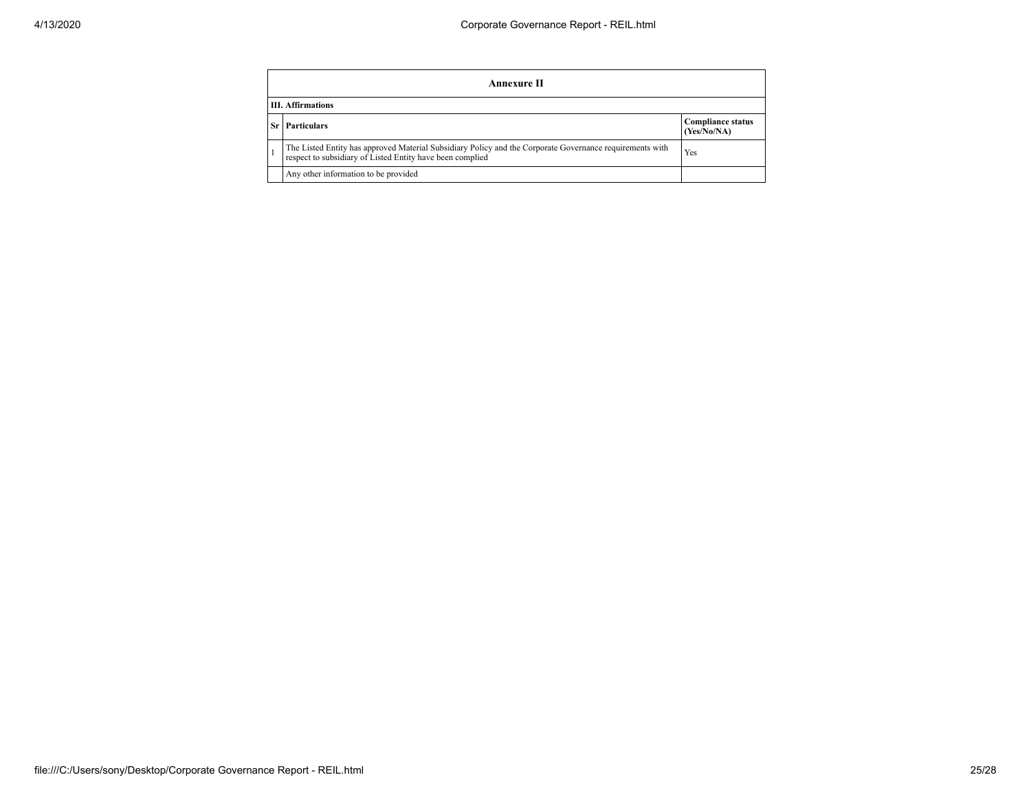## Annexure II

### III. Affirmations

| Sr | Particulars | Compliance status (Yes/No/NA) |
|---|---|---|
| 1 | The Listed Entity has approved Material Subsidiary Policy and the Corporate Governance requirements with respect to subsidiary of Listed Entity have been complied | Yes |
| | Any other information to be provided | |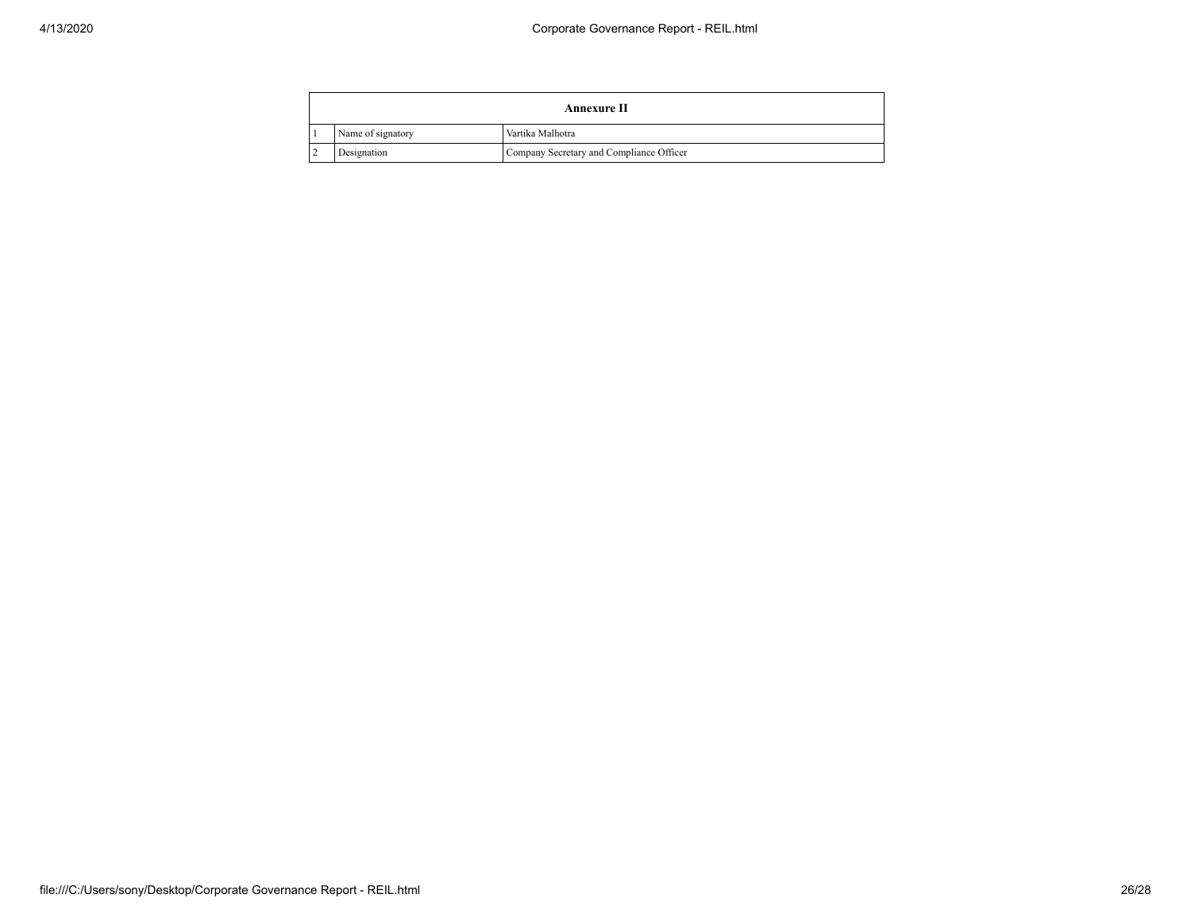| Annexure II | | |
|---|---|---|
| 1 | Name of signatory | Vartika Malhotra |
| 2 | Designation | Company Secretary and Compliance Officer |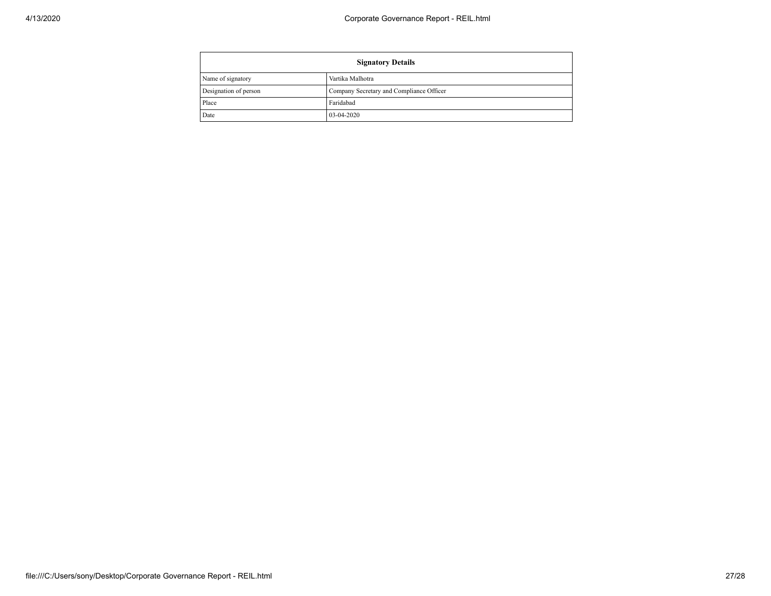| Signatory Details | |
|---|---|
| Name of signatory | Vartika Malhotra |
| Designation of person | Company Secretary and Compliance Officer |
| Place | Faridabad |
| Date | 03-04-2020 |